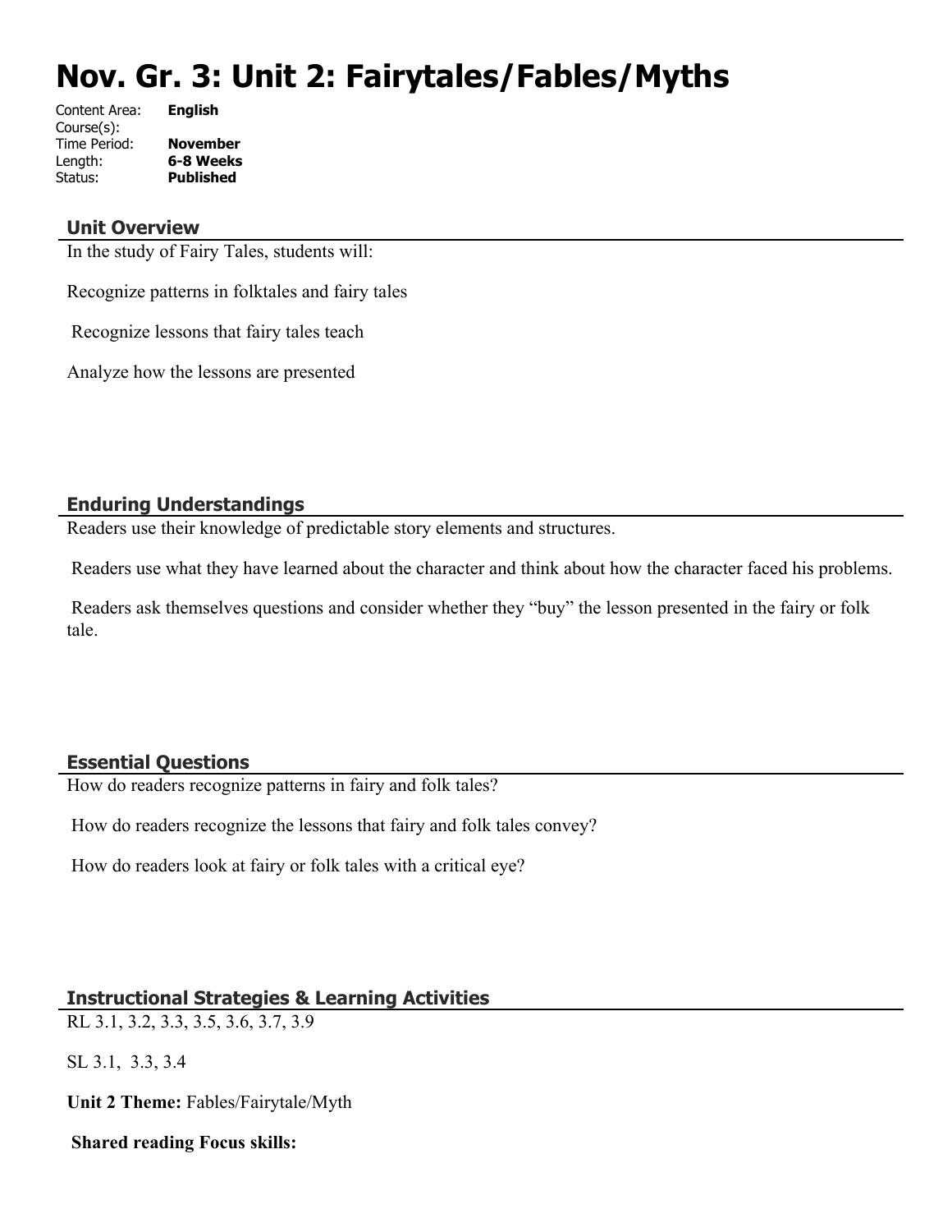# Nov. Gr. 3: Unit 2: Fairytales/Fables/Myths

| | |
|---|---|
| Content Area: | **English** |
| Course(s): | |
| Time Period: | **November** |
| Length: | **6-8 Weeks** |
| Status: | **Published** |

## Unit Overview

In the study of Fairy Tales, students will:

Recognize patterns in folktales and fairy tales

Recognize lessons that fairy tales teach

Analyze how the lessons are presented

## Enduring Understandings

Readers use their knowledge of predictable story elements and structures.

Readers use what they have learned about the character and think about how the character faced his problems.

Readers ask themselves questions and consider whether they "buy" the lesson presented in the fairy or folk tale.

## Essential Questions

How do readers recognize patterns in fairy and folk tales?

How do readers recognize the lessons that fairy and folk tales convey?

How do readers look at fairy or folk tales with a critical eye?

## Instructional Strategies & Learning Activities

RL 3.1, 3.2, 3.3, 3.5, 3.6, 3.7, 3.9

SL 3.1, 3.3, 3.4

**Unit 2 Theme:** Fables/Fairytale/Myth

**Shared reading Focus skills:**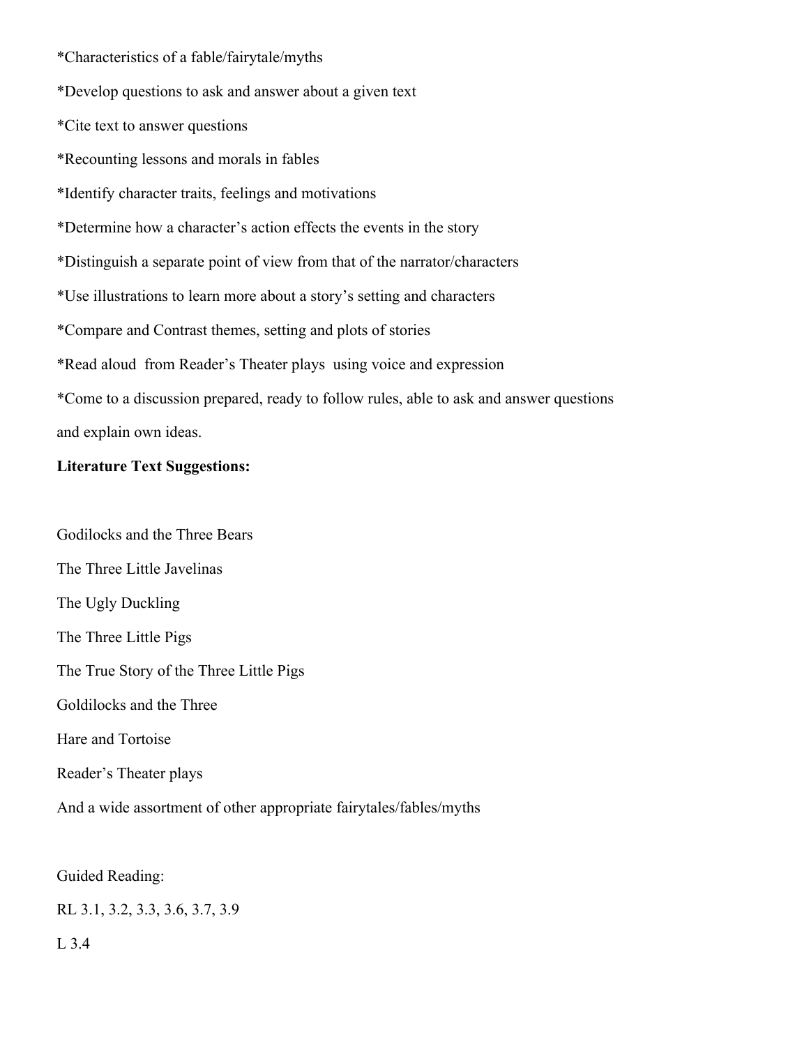*Characteristics of a fable/fairytale/myths

*Develop questions to ask and answer about a given text

*Cite text to answer questions

*Recounting lessons and morals in fables

*Identify character traits, feelings and motivations

*Determine how a character's action effects the events in the story

*Distinguish a separate point of view from that of the narrator/characters

*Use illustrations to learn more about a story's setting and characters

*Compare and Contrast themes, setting and plots of stories

*Read aloud from Reader's Theater plays using voice and expression

*Come to a discussion prepared, ready to follow rules, able to ask and answer questions and explain own ideas.

**Literature Text Suggestions:**

Godilocks and the Three Bears

The Three Little Javelinas

The Ugly Duckling

The Three Little Pigs

The True Story of the Three Little Pigs

Goldilocks and the Three

Hare and Tortoise

Reader's Theater plays

And a wide assortment of other appropriate fairytales/fables/myths

Guided Reading:

RL 3.1, 3.2, 3.3, 3.6, 3.7, 3.9

L 3.4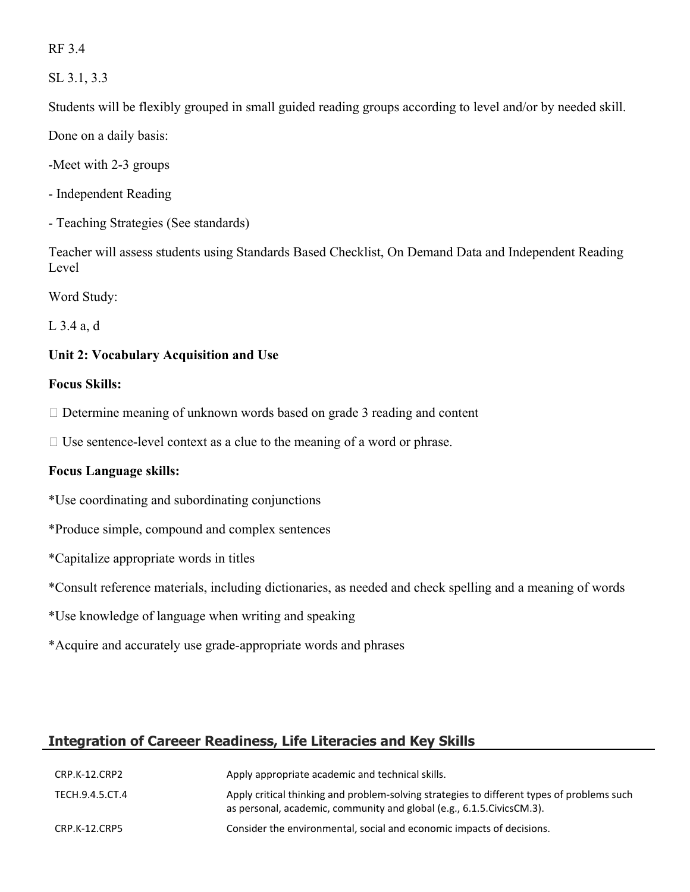RF 3.4

SL 3.1, 3.3

Students will be flexibly grouped in small guided reading groups according to level and/or by needed skill.

Done on a daily basis:

-Meet with 2-3 groups

- Independent Reading

- Teaching Strategies (See standards)

Teacher will assess students using Standards Based Checklist, On Demand Data and Independent Reading Level

Word Study:

L 3.4 a, d

**Unit 2: Vocabulary Acquisition and Use**

**Focus Skills:**

 Determine meaning of unknown words based on grade 3 reading and content

 Use sentence-level context as a clue to the meaning of a word or phrase.

**Focus Language skills:**

*Use coordinating and subordinating conjunctions

*Produce simple, compound and complex sentences

*Capitalize appropriate words in titles

*Consult reference materials, including dictionaries, as needed and check spelling and a meaning of words

*Use knowledge of language when writing and speaking

*Acquire and accurately use grade-appropriate words and phrases

## Integration of Careeer Readiness, Life Literacies and Key Skills

| | |
|---|---|
| CRP.K-12.CRP2 | Apply appropriate academic and technical skills. |
| TECH.9.4.5.CT.4 | Apply critical thinking and problem-solving strategies to different types of problems such as personal, academic, community and global (e.g., 6.1.5.CivicsCM.3). |
| CRP.K-12.CRP5 | Consider the environmental, social and economic impacts of decisions. |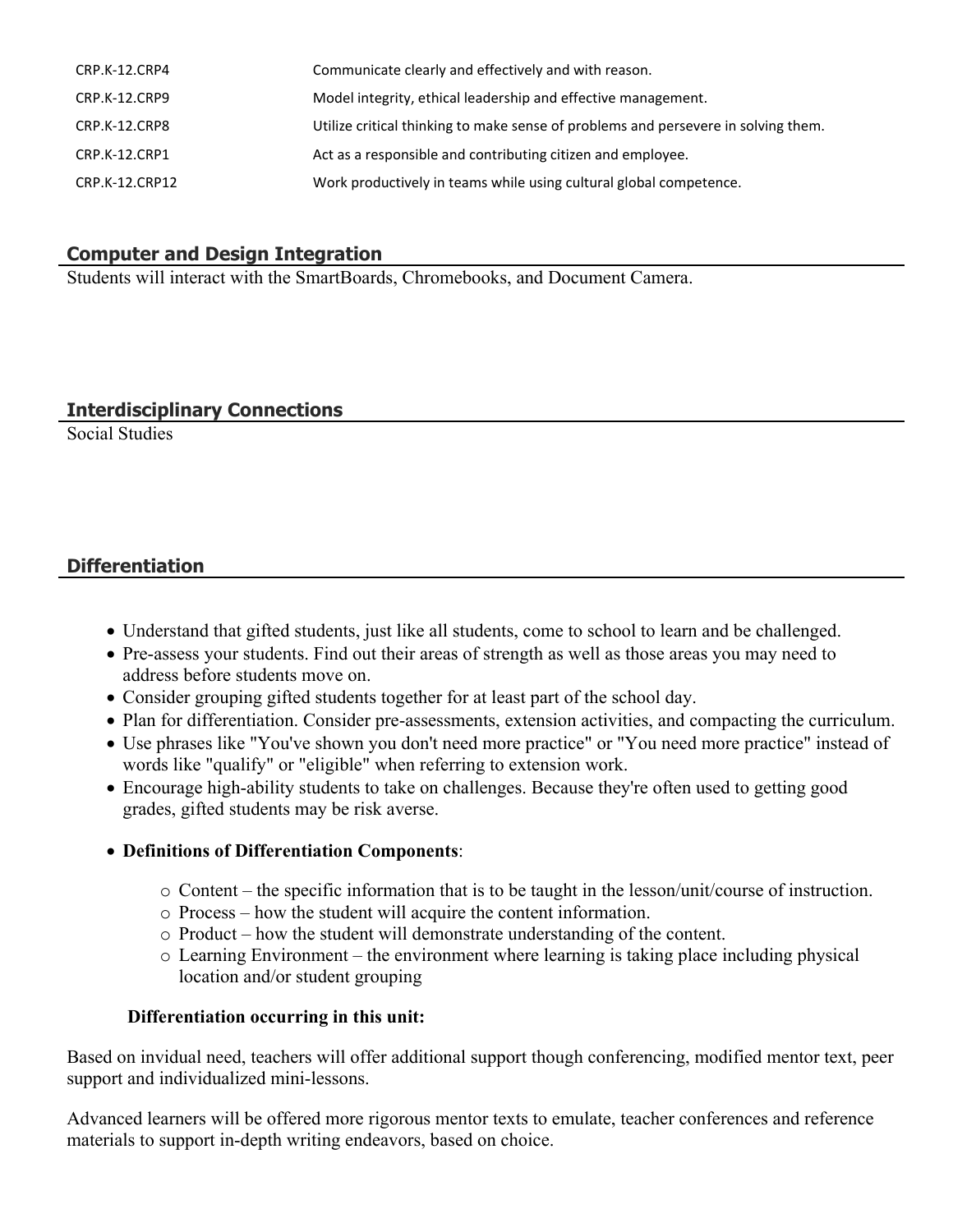| | |
|---|---|
| CRP.K-12.CRP4 | Communicate clearly and effectively and with reason. |
| CRP.K-12.CRP9 | Model integrity, ethical leadership and effective management. |
| CRP.K-12.CRP8 | Utilize critical thinking to make sense of problems and persevere in solving them. |
| CRP.K-12.CRP1 | Act as a responsible and contributing citizen and employee. |
| CRP.K-12.CRP12 | Work productively in teams while using cultural global competence. |

## Computer and Design Integration

Students will interact with the SmartBoards, Chromebooks, and Document Camera.

## Interdisciplinary Connections

Social Studies

## Differentiation

- Understand that gifted students, just like all students, come to school to learn and be challenged.
- Pre-assess your students. Find out their areas of strength as well as those areas you may need to address before students move on.
- Consider grouping gifted students together for at least part of the school day.
- Plan for differentiation. Consider pre-assessments, extension activities, and compacting the curriculum.
- Use phrases like "You've shown you don't need more practice" or "You need more practice" instead of words like "qualify" or "eligible" when referring to extension work.
- Encourage high-ability students to take on challenges. Because they're often used to getting good grades, gifted students may be risk averse.
- **Definitions of Differentiation Components**:
  - Content – the specific information that is to be taught in the lesson/unit/course of instruction.
  - Process – how the student will acquire the content information.
  - Product – how the student will demonstrate understanding of the content.
  - Learning Environment – the environment where learning is taking place including physical location and/or student grouping

**Differentiation occurring in this unit:**

Based on invidual need, teachers will offer additional support though conferencing, modified mentor text, peer support and individualized mini-lessons.

Advanced learners will be offered more rigorous mentor texts to emulate, teacher conferences and reference materials to support in-depth writing endeavors, based on choice.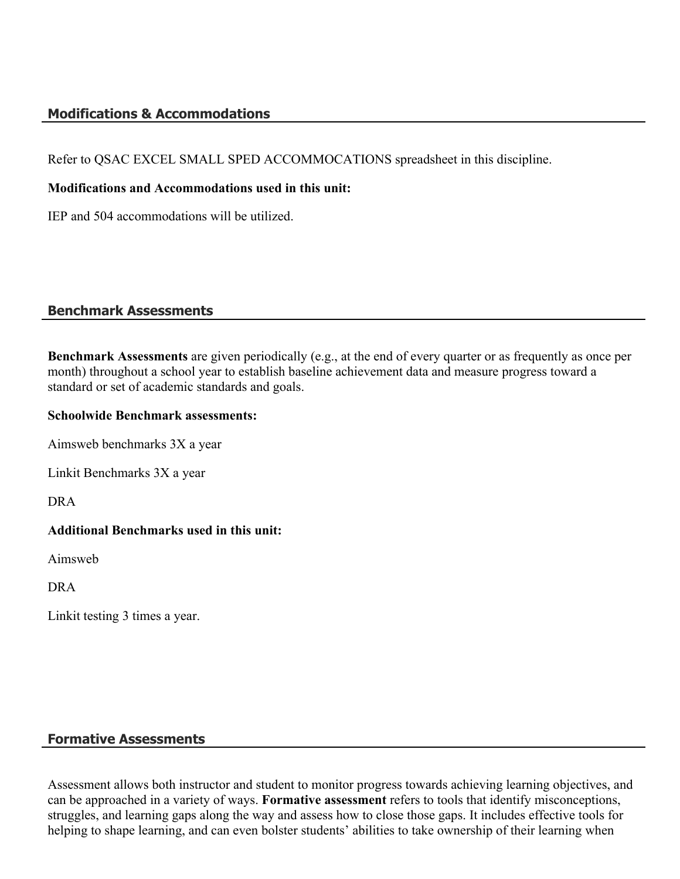## Modifications & Accommodations

Refer to QSAC EXCEL SMALL SPED ACCOMMOCATIONS spreadsheet in this discipline.

**Modifications and Accommodations used in this unit:**

IEP and 504 accommodations will be utilized.

## Benchmark Assessments

**Benchmark Assessments** are given periodically (e.g., at the end of every quarter or as frequently as once per month) throughout a school year to establish baseline achievement data and measure progress toward a standard or set of academic standards and goals.

**Schoolwide Benchmark assessments:**

Aimsweb benchmarks 3X a year

Linkit Benchmarks 3X a year

DRA

**Additional Benchmarks used in this unit:**

Aimsweb

DRA

Linkit testing 3 times a year.

## Formative Assessments

Assessment allows both instructor and student to monitor progress towards achieving learning objectives, and can be approached in a variety of ways. **Formative assessment** refers to tools that identify misconceptions, struggles, and learning gaps along the way and assess how to close those gaps. It includes effective tools for helping to shape learning, and can even bolster students' abilities to take ownership of their learning when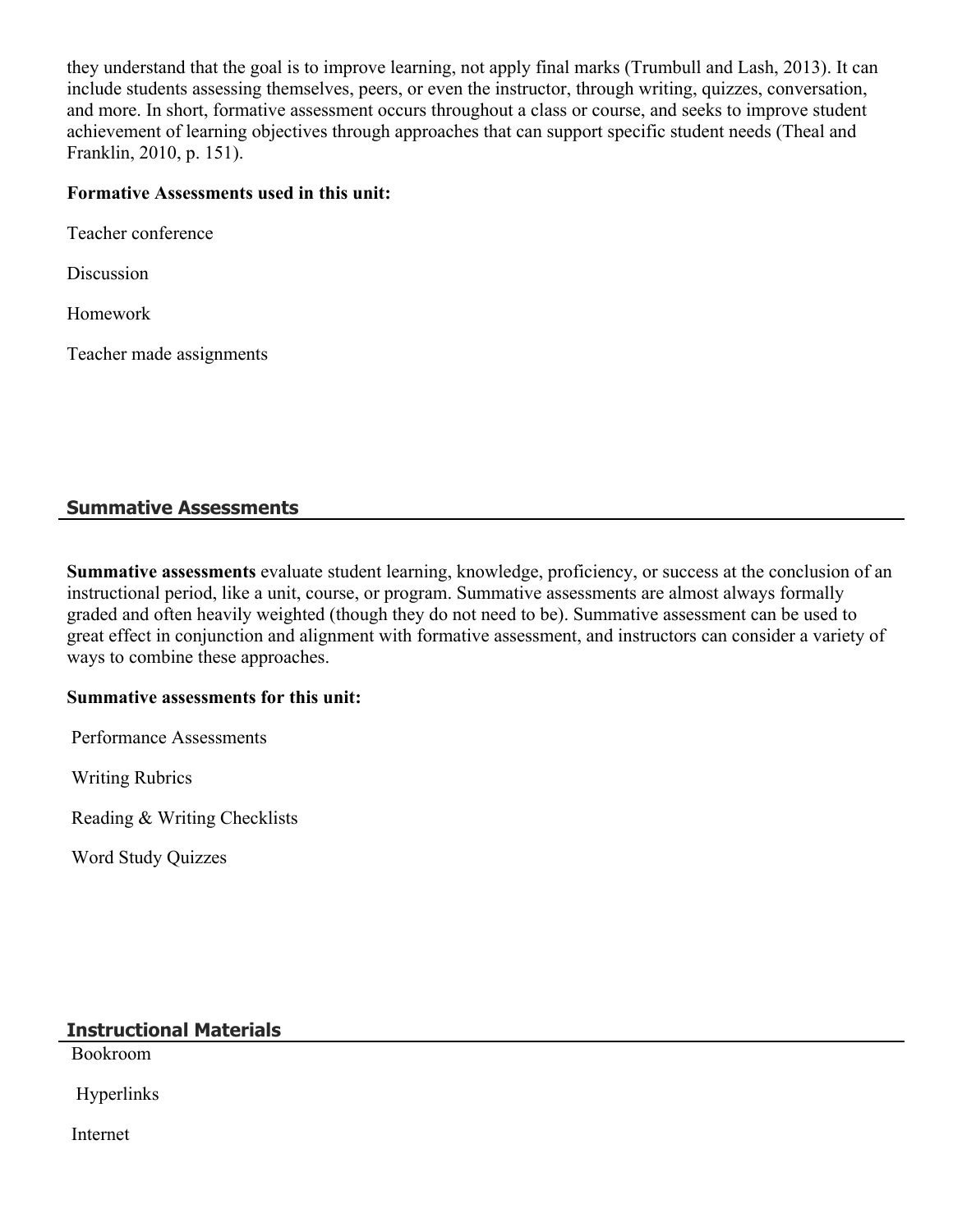they understand that the goal is to improve learning, not apply final marks (Trumbull and Lash, 2013). It can include students assessing themselves, peers, or even the instructor, through writing, quizzes, conversation, and more. In short, formative assessment occurs throughout a class or course, and seeks to improve student achievement of learning objectives through approaches that can support specific student needs (Theal and Franklin, 2010, p. 151).

**Formative Assessments used in this unit:**

Teacher conference

Discussion

Homework

Teacher made assignments

## Summative Assessments

**Summative assessments** evaluate student learning, knowledge, proficiency, or success at the conclusion of an instructional period, like a unit, course, or program. Summative assessments are almost always formally graded and often heavily weighted (though they do not need to be). Summative assessment can be used to great effect in conjunction and alignment with formative assessment, and instructors can consider a variety of ways to combine these approaches.

**Summative assessments for this unit:**

Performance Assessments

Writing Rubrics

Reading & Writing Checklists

Word Study Quizzes

## Instructional Materials

Bookroom

Hyperlinks

Internet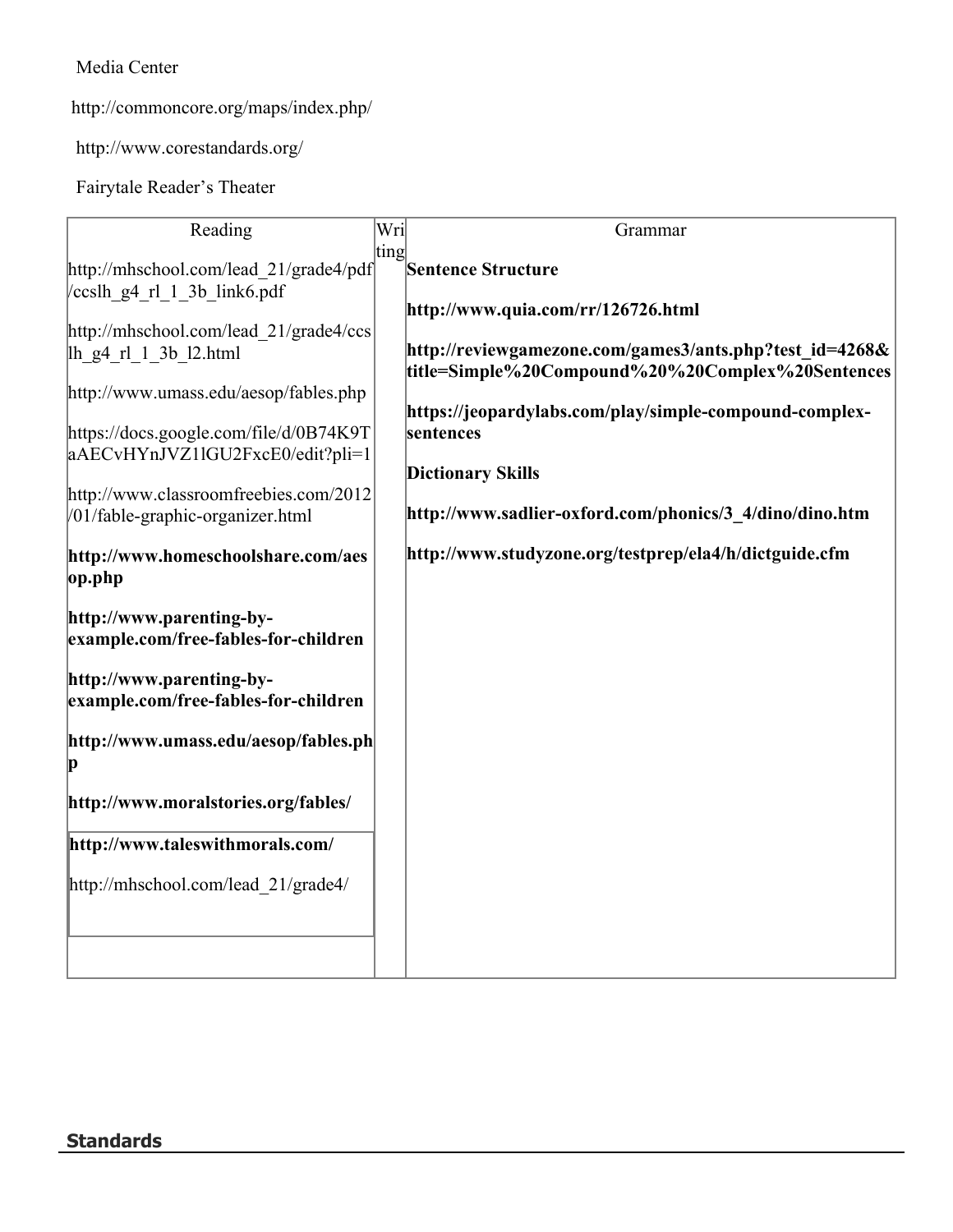Media Center

http://commoncore.org/maps/index.php/

http://www.corestandards.org/

Fairytale Reader's Theater

| Reading | Writing | Grammar |
|---|---|---|
| http://mhschool.com/lead_21/grade4/pdf/ccslh_g4_rl_1_3b_link6.pdf<br><br>http://mhschool.com/lead_21/grade4/ccslh_g4_rl_1_3b_l2.html<br><br>http://www.umass.edu/aesop/fables.php<br><br>https://docs.google.com/file/d/0B74K9TaAECvHYnJVZ1lGU2FxcE0/edit?pli=1<br><br>http://www.classroomfreebies.com/2012/01/fable-graphic-organizer.html<br><br>**http://www.homeschoolshare.com/aesop.php**<br><br>**http://www.parenting-by-example.com/free-fables-for-children**<br><br>**http://www.parenting-by-example.com/free-fables-for-children**<br><br>**http://www.umass.edu/aesop/fables.php**<br><br>**http://www.moralstories.org/fables/**<br><br>**http://www.taleswithmorals.com/**<br><br>http://mhschool.com/lead_21/grade4/ | | **Sentence Structure**<br><br>**http://www.quia.com/rr/126726.html**<br><br>**http://reviewgamezone.com/games3/ants.php?test_id=4268&title=Simple%20Compound%20%20Complex%20Sentences**<br><br>**https://jeopardylabs.com/play/simple-compound-complex-sentences**<br><br>**Dictionary Skills**<br><br>**http://www.sadlier-oxford.com/phonics/3_4/dino/dino.htm**<br><br>**http://www.studyzone.org/testprep/ela4/h/dictguide.cfm** |

## Standards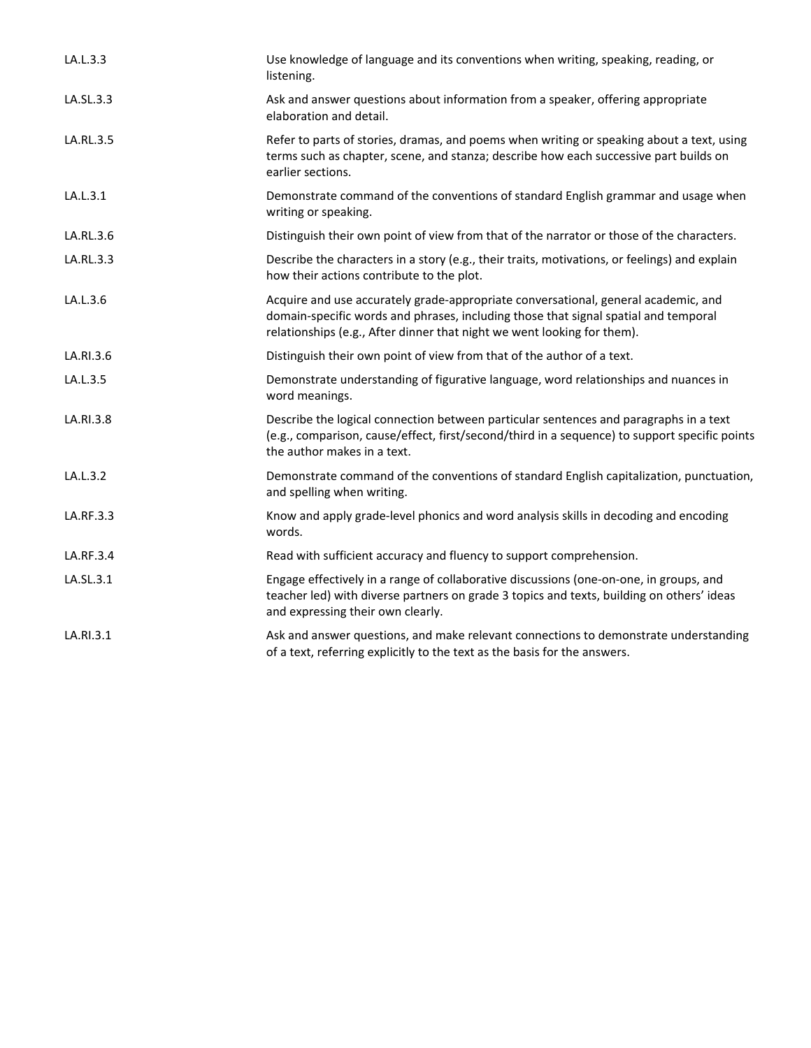| | |
|---|---|
| LA.L.3.3 | Use knowledge of language and its conventions when writing, speaking, reading, or listening. |
| LA.SL.3.3 | Ask and answer questions about information from a speaker, offering appropriate elaboration and detail. |
| LA.RL.3.5 | Refer to parts of stories, dramas, and poems when writing or speaking about a text, using terms such as chapter, scene, and stanza; describe how each successive part builds on earlier sections. |
| LA.L.3.1 | Demonstrate command of the conventions of standard English grammar and usage when writing or speaking. |
| LA.RL.3.6 | Distinguish their own point of view from that of the narrator or those of the characters. |
| LA.RL.3.3 | Describe the characters in a story (e.g., their traits, motivations, or feelings) and explain how their actions contribute to the plot. |
| LA.L.3.6 | Acquire and use accurately grade-appropriate conversational, general academic, and domain-specific words and phrases, including those that signal spatial and temporal relationships (e.g., After dinner that night we went looking for them). |
| LA.RI.3.6 | Distinguish their own point of view from that of the author of a text. |
| LA.L.3.5 | Demonstrate understanding of figurative language, word relationships and nuances in word meanings. |
| LA.RI.3.8 | Describe the logical connection between particular sentences and paragraphs in a text (e.g., comparison, cause/effect, first/second/third in a sequence) to support specific points the author makes in a text. |
| LA.L.3.2 | Demonstrate command of the conventions of standard English capitalization, punctuation, and spelling when writing. |
| LA.RF.3.3 | Know and apply grade-level phonics and word analysis skills in decoding and encoding words. |
| LA.RF.3.4 | Read with sufficient accuracy and fluency to support comprehension. |
| LA.SL.3.1 | Engage effectively in a range of collaborative discussions (one-on-one, in groups, and teacher led) with diverse partners on grade 3 topics and texts, building on others' ideas and expressing their own clearly. |
| LA.RI.3.1 | Ask and answer questions, and make relevant connections to demonstrate understanding of a text, referring explicitly to the text as the basis for the answers. |